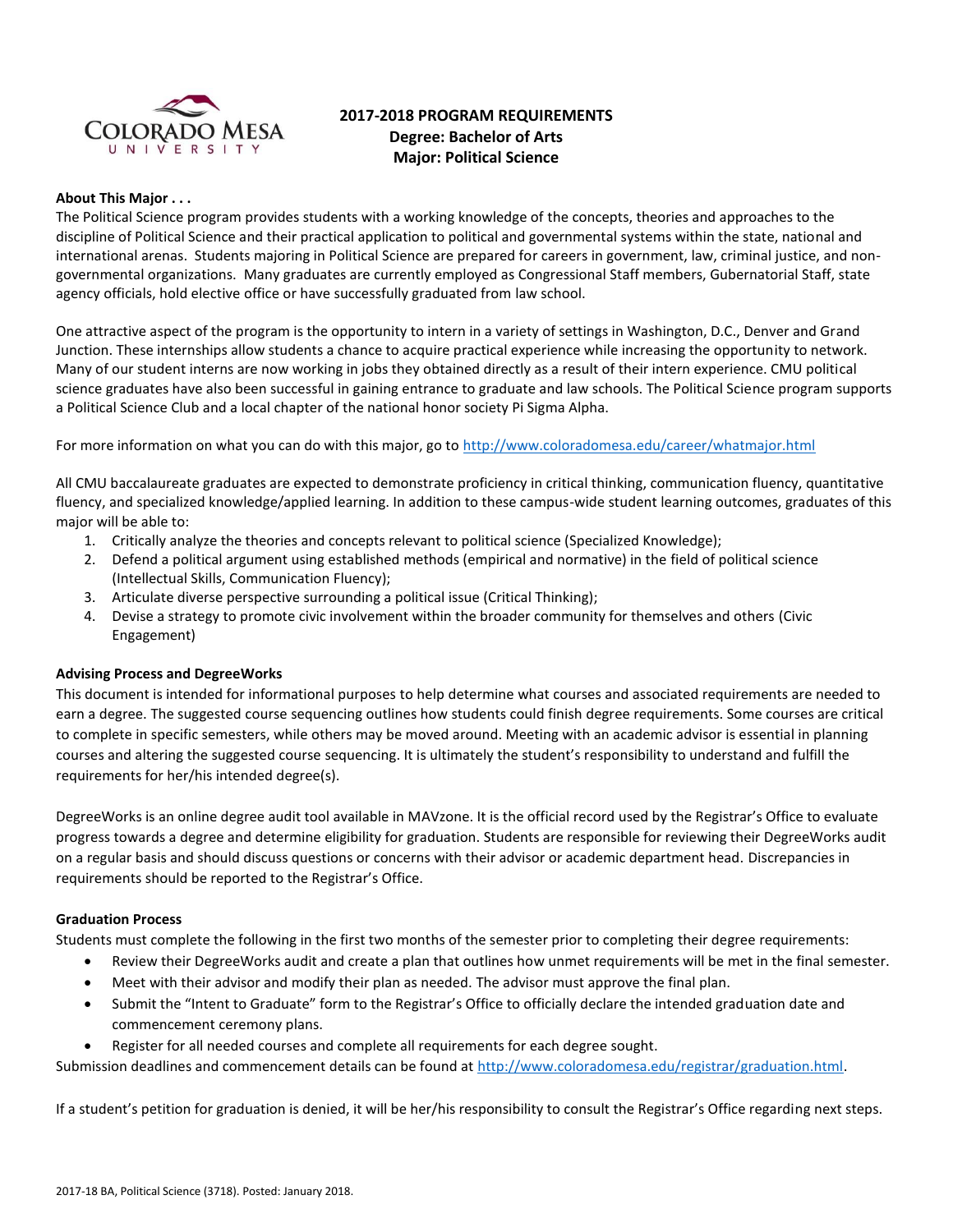# 2017-2018 PROGRAM REQUIREMENTS

**Degree: Bachelor of Arts**
**Major: Political Science**

### About This Major . . .

The Political Science program provides students with a working knowledge of the concepts, theories and approaches to the discipline of Political Science and their practical application to political and governmental systems within the state, national and international arenas. Students majoring in Political Science are prepared for careers in government, law, criminal justice, and non-governmental organizations. Many graduates are currently employed as Congressional Staff members, Gubernatorial Staff, state agency officials, hold elective office or have successfully graduated from law school.

One attractive aspect of the program is the opportunity to intern in a variety of settings in Washington, D.C., Denver and Grand Junction. These internships allow students a chance to acquire practical experience while increasing the opportunity to network. Many of our student interns are now working in jobs they obtained directly as a result of their intern experience. CMU political science graduates have also been successful in gaining entrance to graduate and law schools. The Political Science program supports a Political Science Club and a local chapter of the national honor society Pi Sigma Alpha.

For more information on what you can do with this major, go to http://www.coloradomesa.edu/career/whatmajor.html

All CMU baccalaureate graduates are expected to demonstrate proficiency in critical thinking, communication fluency, quantitative fluency, and specialized knowledge/applied learning. In addition to these campus-wide student learning outcomes, graduates of this major will be able to:

1. Critically analyze the theories and concepts relevant to political science (Specialized Knowledge);
2. Defend a political argument using established methods (empirical and normative) in the field of political science (Intellectual Skills, Communication Fluency);
3. Articulate diverse perspective surrounding a political issue (Critical Thinking);
4. Devise a strategy to promote civic involvement within the broader community for themselves and others (Civic Engagement)

### Advising Process and DegreeWorks

This document is intended for informational purposes to help determine what courses and associated requirements are needed to earn a degree. The suggested course sequencing outlines how students could finish degree requirements. Some courses are critical to complete in specific semesters, while others may be moved around. Meeting with an academic advisor is essential in planning courses and altering the suggested course sequencing. It is ultimately the student's responsibility to understand and fulfill the requirements for her/his intended degree(s).

DegreeWorks is an online degree audit tool available in MAVzone. It is the official record used by the Registrar's Office to evaluate progress towards a degree and determine eligibility for graduation. Students are responsible for reviewing their DegreeWorks audit on a regular basis and should discuss questions or concerns with their advisor or academic department head. Discrepancies in requirements should be reported to the Registrar's Office.

### Graduation Process

Students must complete the following in the first two months of the semester prior to completing their degree requirements:

- Review their DegreeWorks audit and create a plan that outlines how unmet requirements will be met in the final semester.
- Meet with their advisor and modify their plan as needed. The advisor must approve the final plan.
- Submit the "Intent to Graduate" form to the Registrar's Office to officially declare the intended graduation date and commencement ceremony plans.
- Register for all needed courses and complete all requirements for each degree sought.

Submission deadlines and commencement details can be found at http://www.coloradomesa.edu/registrar/graduation.html.

If a student's petition for graduation is denied, it will be her/his responsibility to consult the Registrar's Office regarding next steps.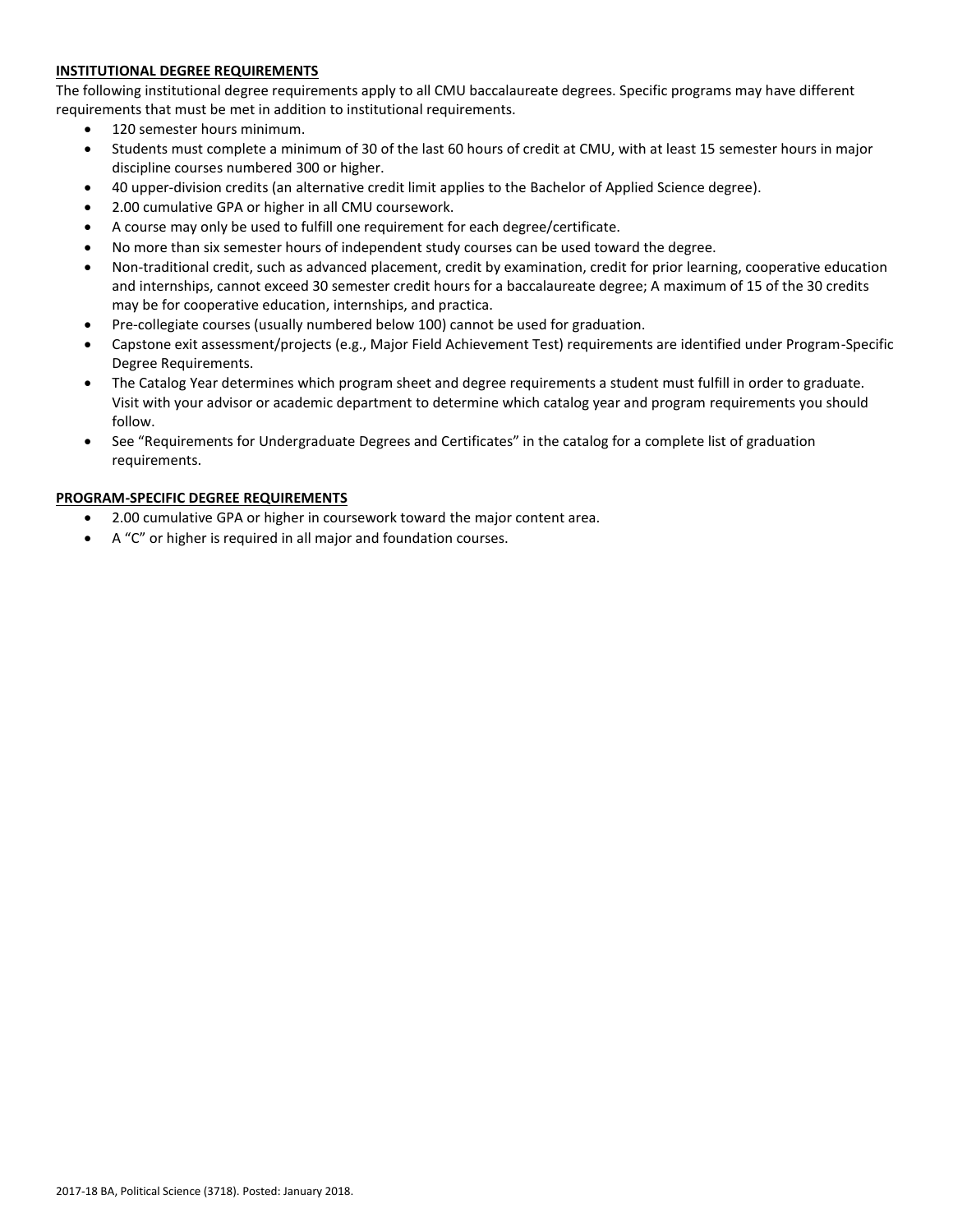**INSTITUTIONAL DEGREE REQUIREMENTS**

The following institutional degree requirements apply to all CMU baccalaureate degrees. Specific programs may have different requirements that must be met in addition to institutional requirements.

- 120 semester hours minimum.
- Students must complete a minimum of 30 of the last 60 hours of credit at CMU, with at least 15 semester hours in major discipline courses numbered 300 or higher.
- 40 upper-division credits (an alternative credit limit applies to the Bachelor of Applied Science degree).
- 2.00 cumulative GPA or higher in all CMU coursework.
- A course may only be used to fulfill one requirement for each degree/certificate.
- No more than six semester hours of independent study courses can be used toward the degree.
- Non-traditional credit, such as advanced placement, credit by examination, credit for prior learning, cooperative education and internships, cannot exceed 30 semester credit hours for a baccalaureate degree; A maximum of 15 of the 30 credits may be for cooperative education, internships, and practica.
- Pre-collegiate courses (usually numbered below 100) cannot be used for graduation.
- Capstone exit assessment/projects (e.g., Major Field Achievement Test) requirements are identified under Program-Specific Degree Requirements.
- The Catalog Year determines which program sheet and degree requirements a student must fulfill in order to graduate. Visit with your advisor or academic department to determine which catalog year and program requirements you should follow.
- See "Requirements for Undergraduate Degrees and Certificates" in the catalog for a complete list of graduation requirements.

**PROGRAM-SPECIFIC DEGREE REQUIREMENTS**

- 2.00 cumulative GPA or higher in coursework toward the major content area.
- A "C" or higher is required in all major and foundation courses.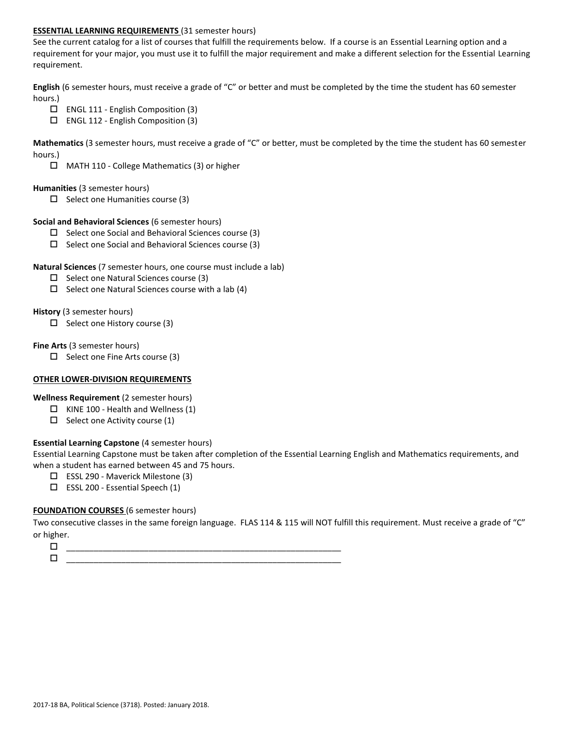**ESSENTIAL LEARNING REQUIREMENTS** (31 semester hours)

See the current catalog for a list of courses that fulfill the requirements below. If a course is an Essential Learning option and a requirement for your major, you must use it to fulfill the major requirement and make a different selection for the Essential Learning requirement.

**English** (6 semester hours, must receive a grade of "C" or better and must be completed by the time the student has 60 semester hours.)

- ☐ ENGL 111 - English Composition (3)
- ☐ ENGL 112 - English Composition (3)

**Mathematics** (3 semester hours, must receive a grade of "C" or better, must be completed by the time the student has 60 semester hours.)

- ☐ MATH 110 - College Mathematics (3) or higher

**Humanities** (3 semester hours)

- ☐ Select one Humanities course (3)

**Social and Behavioral Sciences** (6 semester hours)

- ☐ Select one Social and Behavioral Sciences course (3)
- ☐ Select one Social and Behavioral Sciences course (3)

**Natural Sciences** (7 semester hours, one course must include a lab)

- ☐ Select one Natural Sciences course (3)
- ☐ Select one Natural Sciences course with a lab (4)

**History** (3 semester hours)

- ☐ Select one History course (3)

**Fine Arts** (3 semester hours)

- ☐ Select one Fine Arts course (3)

**OTHER LOWER-DIVISION REQUIREMENTS**

**Wellness Requirement** (2 semester hours)

- ☐ KINE 100 - Health and Wellness (1)
- ☐ Select one Activity course (1)

**Essential Learning Capstone** (4 semester hours)

Essential Learning Capstone must be taken after completion of the Essential Learning English and Mathematics requirements, and when a student has earned between 45 and 75 hours.

- ☐ ESSL 290 - Maverick Milestone (3)
- ☐ ESSL 200 - Essential Speech (1)

**FOUNDATION COURSES** (6 semester hours)

Two consecutive classes in the same foreign language. FLAS 114 & 115 will NOT fulfill this requirement. Must receive a grade of "C" or higher.

- ☐ ____________________________________________________________
- ☐ ____________________________________________________________

2017-18 BA, Political Science (3718). Posted: January 2018.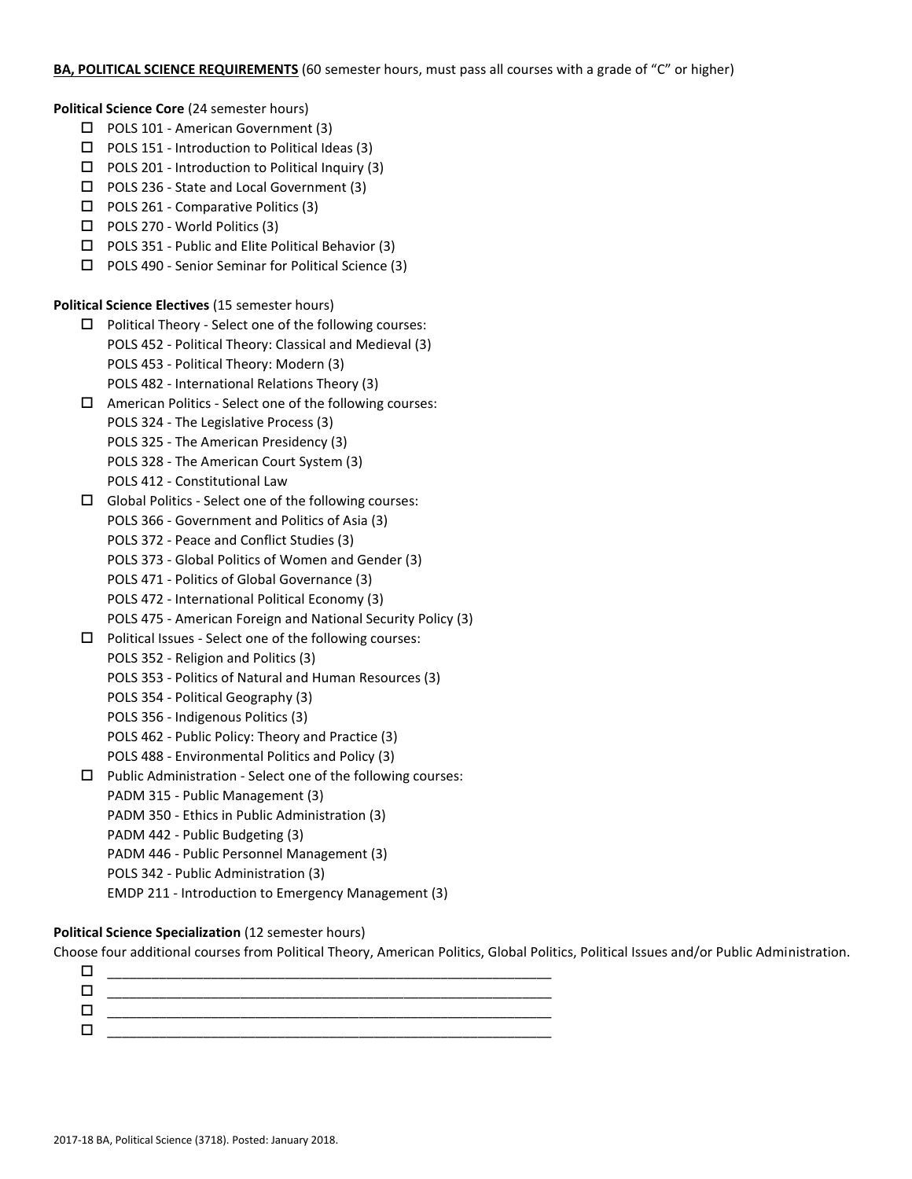**BA, POLITICAL SCIENCE REQUIREMENTS** (60 semester hours, must pass all courses with a grade of "C" or higher)

**Political Science Core** (24 semester hours)

- ☐ POLS 101 - American Government (3)
- ☐ POLS 151 - Introduction to Political Ideas (3)
- ☐ POLS 201 - Introduction to Political Inquiry (3)
- ☐ POLS 236 - State and Local Government (3)
- ☐ POLS 261 - Comparative Politics (3)
- ☐ POLS 270 - World Politics (3)
- ☐ POLS 351 - Public and Elite Political Behavior (3)
- ☐ POLS 490 - Senior Seminar for Political Science (3)

**Political Science Electives** (15 semester hours)

- ☐ Political Theory - Select one of the following courses:
  POLS 452 - Political Theory: Classical and Medieval (3)
  POLS 453 - Political Theory: Modern (3)
  POLS 482 - International Relations Theory (3)
- ☐ American Politics - Select one of the following courses:
  POLS 324 - The Legislative Process (3)
  POLS 325 - The American Presidency (3)
  POLS 328 - The American Court System (3)
  POLS 412 - Constitutional Law
- ☐ Global Politics - Select one of the following courses:
  POLS 366 - Government and Politics of Asia (3)
  POLS 372 - Peace and Conflict Studies (3)
  POLS 373 - Global Politics of Women and Gender (3)
  POLS 471 - Politics of Global Governance (3)
  POLS 472 - International Political Economy (3)
  POLS 475 - American Foreign and National Security Policy (3)
- ☐ Political Issues - Select one of the following courses:
  POLS 352 - Religion and Politics (3)
  POLS 353 - Politics of Natural and Human Resources (3)
  POLS 354 - Political Geography (3)
  POLS 356 - Indigenous Politics (3)
  POLS 462 - Public Policy: Theory and Practice (3)
  POLS 488 - Environmental Politics and Policy (3)
- ☐ Public Administration - Select one of the following courses:
  PADM 315 - Public Management (3)
  PADM 350 - Ethics in Public Administration (3)
  PADM 442 - Public Budgeting (3)
  PADM 446 - Public Personnel Management (3)
  POLS 342 - Public Administration (3)
  EMDP 211 - Introduction to Emergency Management (3)

**Political Science Specialization** (12 semester hours)

Choose four additional courses from Political Theory, American Politics, Global Politics, Political Issues and/or Public Administration.

- ☐ ____________________________________________________________
- ☐ ____________________________________________________________
- ☐ ____________________________________________________________
- ☐ ____________________________________________________________

2017-18 BA, Political Science (3718). Posted: January 2018.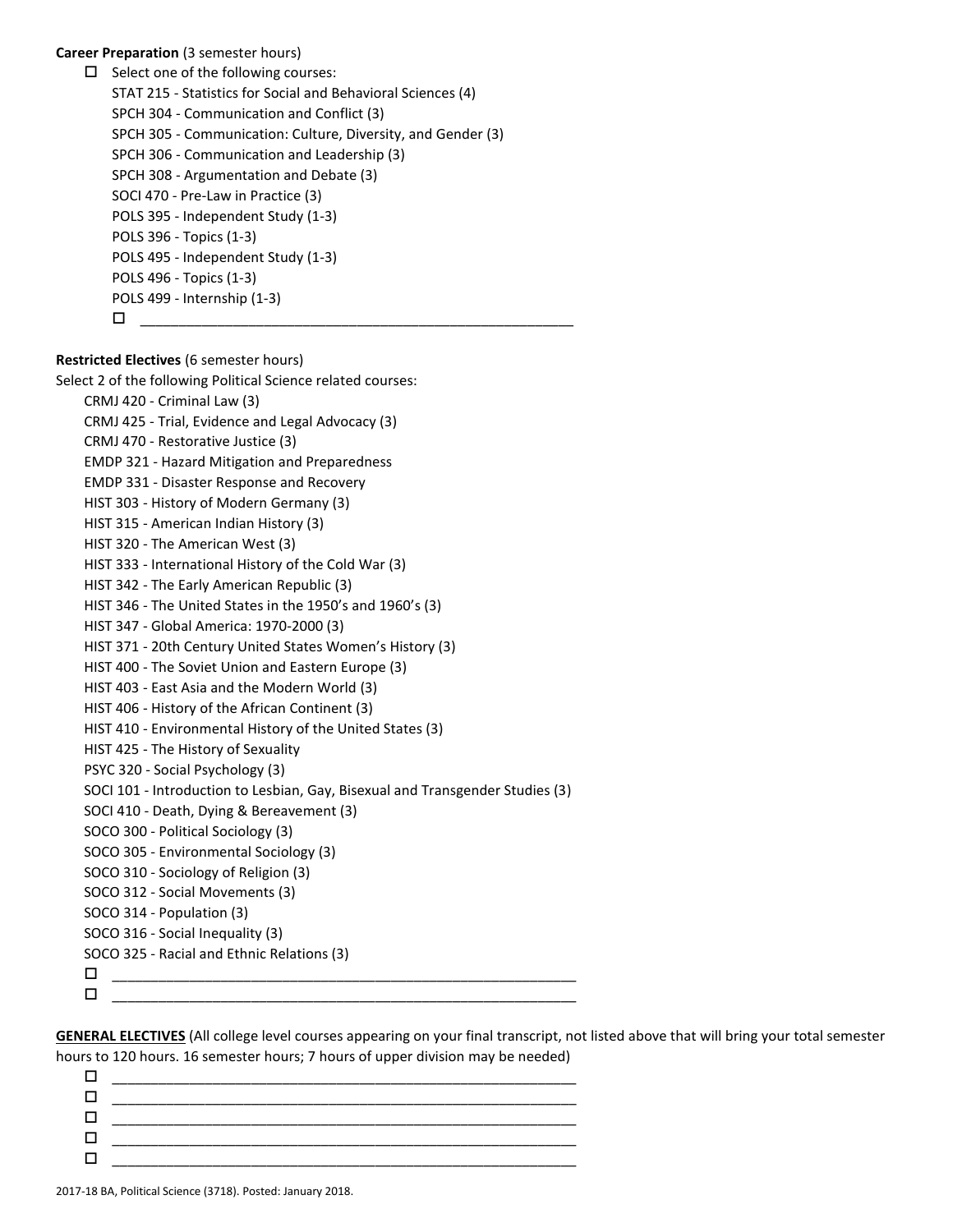**Career Preparation** (3 semester hours)

- ☐ Select one of the following courses:
  - STAT 215 - Statistics for Social and Behavioral Sciences (4)
  - SPCH 304 - Communication and Conflict (3)
  - SPCH 305 - Communication: Culture, Diversity, and Gender (3)
  - SPCH 306 - Communication and Leadership (3)
  - SPCH 308 - Argumentation and Debate (3)
  - SOCI 470 - Pre-Law in Practice (3)
  - POLS 395 - Independent Study (1-3)
  - POLS 396 - Topics (1-3)
  - POLS 495 - Independent Study (1-3)
  - POLS 496 - Topics (1-3)
  - POLS 499 - Internship (1-3)
  - ☐ ______________________________________________________

**Restricted Electives** (6 semester hours)

Select 2 of the following Political Science related courses:

- CRMJ 420 - Criminal Law (3)
- CRMJ 425 - Trial, Evidence and Legal Advocacy (3)
- CRMJ 470 - Restorative Justice (3)
- EMDP 321 - Hazard Mitigation and Preparedness
- EMDP 331 - Disaster Response and Recovery
- HIST 303 - History of Modern Germany (3)
- HIST 315 - American Indian History (3)
- HIST 320 - The American West (3)
- HIST 333 - International History of the Cold War (3)
- HIST 342 - The Early American Republic (3)
- HIST 346 - The United States in the 1950's and 1960's (3)
- HIST 347 - Global America: 1970-2000 (3)
- HIST 371 - 20th Century United States Women's History (3)
- HIST 400 - The Soviet Union and Eastern Europe (3)
- HIST 403 - East Asia and the Modern World (3)
- HIST 406 - History of the African Continent (3)
- HIST 410 - Environmental History of the United States (3)
- HIST 425 - The History of Sexuality
- PSYC 320 - Social Psychology (3)
- SOCI 101 - Introduction to Lesbian, Gay, Bisexual and Transgender Studies (3)
- SOCI 410 - Death, Dying & Bereavement (3)
- SOCO 300 - Political Sociology (3)
- SOCO 305 - Environmental Sociology (3)
- SOCO 310 - Sociology of Religion (3)
- SOCO 312 - Social Movements (3)
- SOCO 314 - Population (3)
- SOCO 316 - Social Inequality (3)
- SOCO 325 - Racial and Ethnic Relations (3)

- ☐ ______________________________________________________
- ☐ ______________________________________________________

**GENERAL ELECTIVES** (All college level courses appearing on your final transcript, not listed above that will bring your total semester hours to 120 hours. 16 semester hours; 7 hours of upper division may be needed)

- ☐ ______________________________________________________
- ☐ ______________________________________________________
- ☐ ______________________________________________________
- ☐ ______________________________________________________
- ☐ ______________________________________________________

2017-18 BA, Political Science (3718). Posted: January 2018.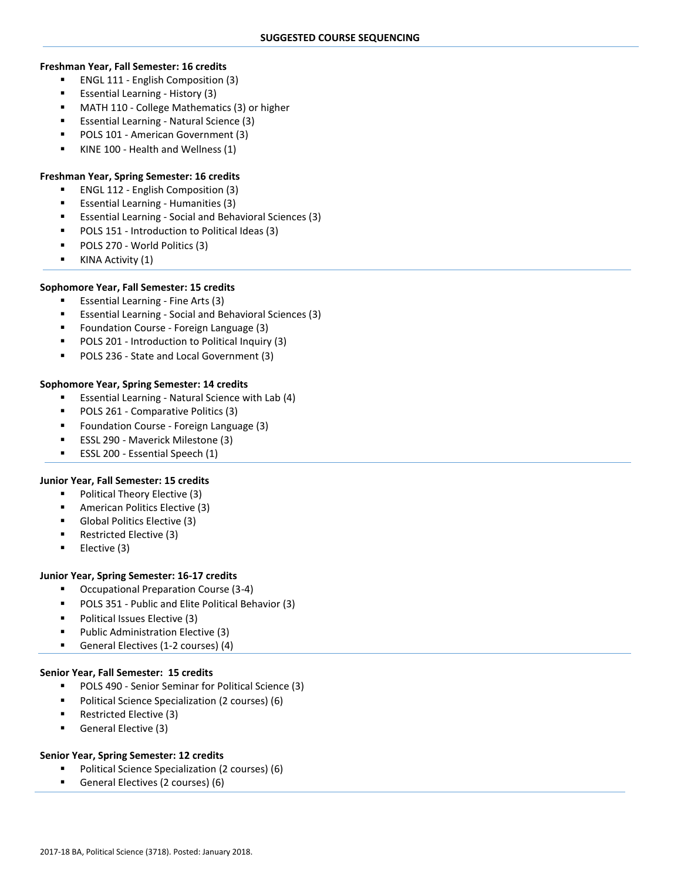## SUGGESTED COURSE SEQUENCING

**Freshman Year, Fall Semester: 16 credits**

- ENGL 111 - English Composition (3)
- Essential Learning - History (3)
- MATH 110 - College Mathematics (3) or higher
- Essential Learning - Natural Science (3)
- POLS 101 - American Government (3)
- KINE 100 - Health and Wellness (1)

**Freshman Year, Spring Semester: 16 credits**

- ENGL 112 - English Composition (3)
- Essential Learning - Humanities (3)
- Essential Learning - Social and Behavioral Sciences (3)
- POLS 151 - Introduction to Political Ideas (3)
- POLS 270 - World Politics (3)
- KINA Activity (1)

**Sophomore Year, Fall Semester: 15 credits**

- Essential Learning - Fine Arts (3)
- Essential Learning - Social and Behavioral Sciences (3)
- Foundation Course - Foreign Language (3)
- POLS 201 - Introduction to Political Inquiry (3)
- POLS 236 - State and Local Government (3)

**Sophomore Year, Spring Semester: 14 credits**

- Essential Learning - Natural Science with Lab (4)
- POLS 261 - Comparative Politics (3)
- Foundation Course - Foreign Language (3)
- ESSL 290 - Maverick Milestone (3)
- ESSL 200 - Essential Speech (1)

**Junior Year, Fall Semester: 15 credits**

- Political Theory Elective (3)
- American Politics Elective (3)
- Global Politics Elective (3)
- Restricted Elective (3)
- Elective (3)

**Junior Year, Spring Semester: 16-17 credits**

- Occupational Preparation Course (3-4)
- POLS 351 - Public and Elite Political Behavior (3)
- Political Issues Elective (3)
- Public Administration Elective (3)
- General Electives (1-2 courses) (4)

**Senior Year, Fall Semester: 15 credits**

- POLS 490 - Senior Seminar for Political Science (3)
- Political Science Specialization (2 courses) (6)
- Restricted Elective (3)
- General Elective (3)

**Senior Year, Spring Semester: 12 credits**

- Political Science Specialization (2 courses) (6)
- General Electives (2 courses) (6)

2017-18 BA, Political Science (3718). Posted: January 2018.